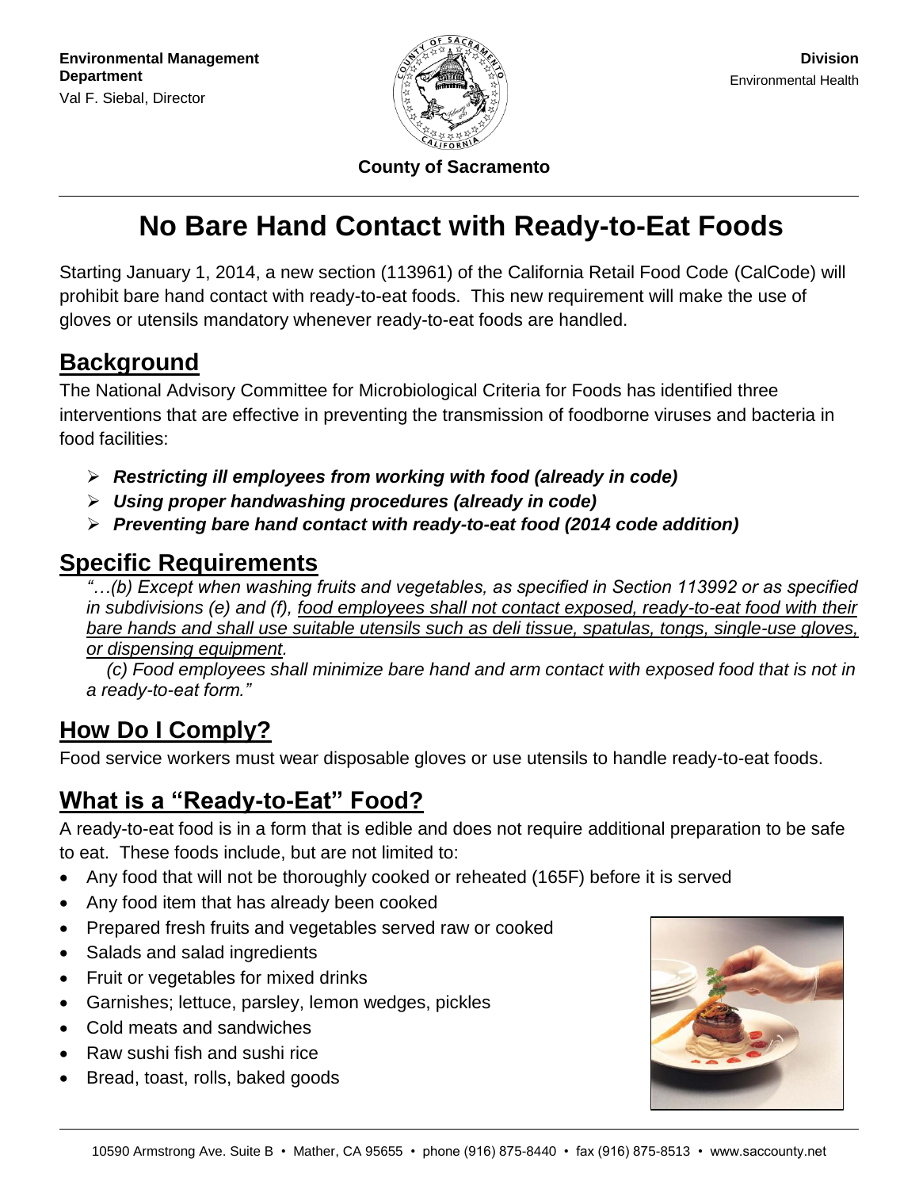**Environmental Management Department**
Val F. Siebal, Director

**County of Sacramento**

**Division**
Environmental Health

# No Bare Hand Contact with Ready-to-Eat Foods

Starting January 1, 2014, a new section (113961) of the California Retail Food Code (CalCode) will prohibit bare hand contact with ready-to-eat foods. This new requirement will make the use of gloves or utensils mandatory whenever ready-to-eat foods are handled.

## Background

The National Advisory Committee for Microbiological Criteria for Foods has identified three interventions that are effective in preventing the transmission of foodborne viruses and bacteria in food facilities:

- ***Restricting ill employees from working with food (already in code)***
- ***Using proper handwashing procedures (already in code)***
- ***Preventing bare hand contact with ready-to-eat food (2014 code addition)***

## Specific Requirements

*"…(b) Except when washing fruits and vegetables, as specified in Section 113992 or as specified in subdivisions (e) and (f), <u>food employees shall not contact exposed, ready-to-eat food with their bare hands and shall use suitable utensils such as deli tissue, spatulas, tongs, single-use gloves, or dispensing equipment</u>.*

*(c) Food employees shall minimize bare hand and arm contact with exposed food that is not in a ready-to-eat form."*

## How Do I Comply?

Food service workers must wear disposable gloves or use utensils to handle ready-to-eat foods.

## What is a "Ready-to-Eat" Food?

A ready-to-eat food is in a form that is edible and does not require additional preparation to be safe to eat. These foods include, but are not limited to:

- Any food that will not be thoroughly cooked or reheated (165F) before it is served
- Any food item that has already been cooked
- Prepared fresh fruits and vegetables served raw or cooked
- Salads and salad ingredients
- Fruit or vegetables for mixed drinks
- Garnishes; lettuce, parsley, lemon wedges, pickles
- Cold meats and sandwiches
- Raw sushi fish and sushi rice
- Bread, toast, rolls, baked goods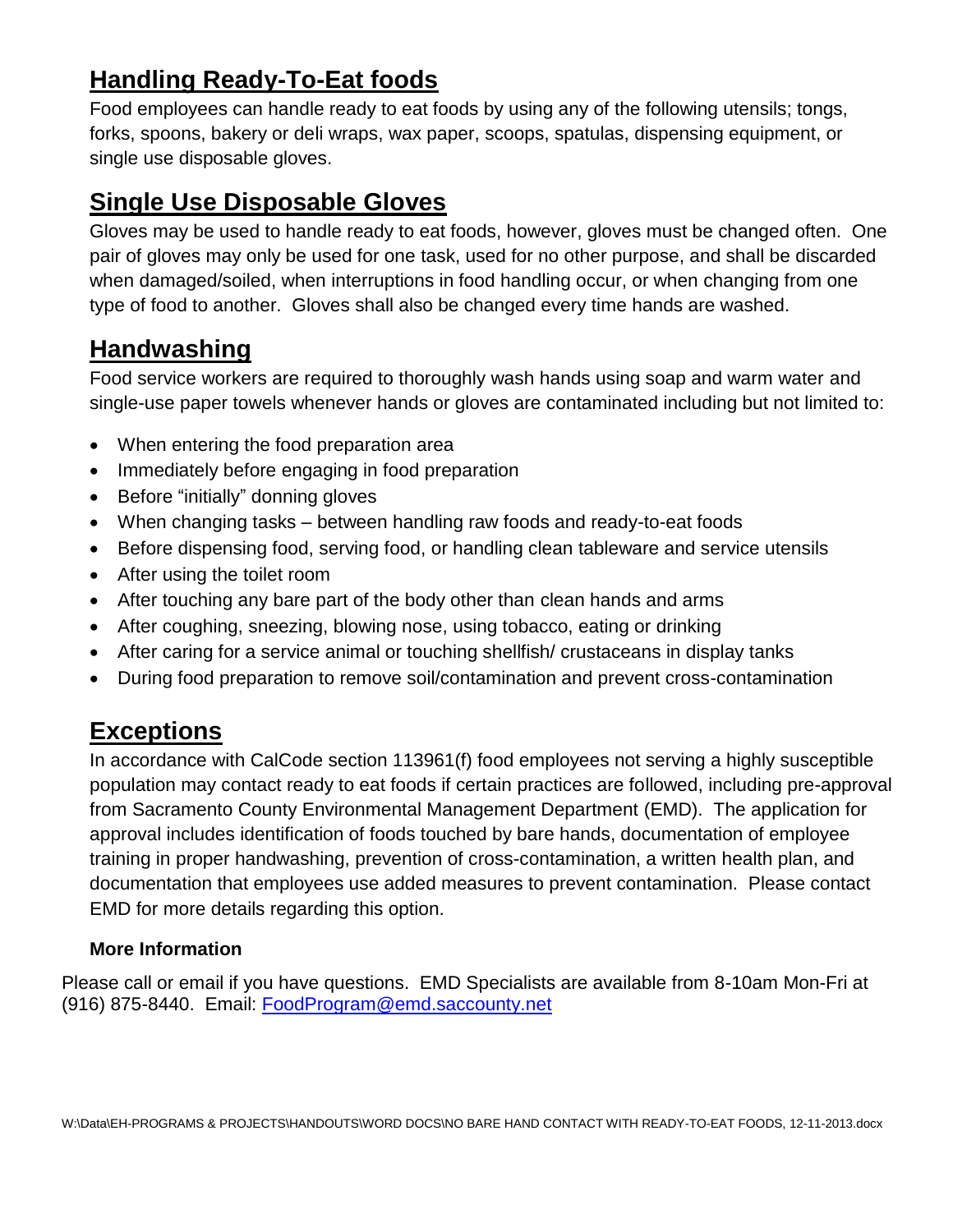## Handling Ready-To-Eat foods

Food employees can handle ready to eat foods by using any of the following utensils; tongs, forks, spoons, bakery or deli wraps, wax paper, scoops, spatulas, dispensing equipment, or single use disposable gloves.

## Single Use Disposable Gloves

Gloves may be used to handle ready to eat foods, however, gloves must be changed often. One pair of gloves may only be used for one task, used for no other purpose, and shall be discarded when damaged/soiled, when interruptions in food handling occur, or when changing from one type of food to another. Gloves shall also be changed every time hands are washed.

## Handwashing

Food service workers are required to thoroughly wash hands using soap and warm water and single-use paper towels whenever hands or gloves are contaminated including but not limited to:

- When entering the food preparation area
- Immediately before engaging in food preparation
- Before "initially" donning gloves
- When changing tasks – between handling raw foods and ready-to-eat foods
- Before dispensing food, serving food, or handling clean tableware and service utensils
- After using the toilet room
- After touching any bare part of the body other than clean hands and arms
- After coughing, sneezing, blowing nose, using tobacco, eating or drinking
- After caring for a service animal or touching shellfish/ crustaceans in display tanks
- During food preparation to remove soil/contamination and prevent cross-contamination

## Exceptions

In accordance with CalCode section 113961(f) food employees not serving a highly susceptible population may contact ready to eat foods if certain practices are followed, including pre-approval from Sacramento County Environmental Management Department (EMD). The application for approval includes identification of foods touched by bare hands, documentation of employee training in proper handwashing, prevention of cross-contamination, a written health plan, and documentation that employees use added measures to prevent contamination. Please contact EMD for more details regarding this option.

### More Information

Please call or email if you have questions. EMD Specialists are available from 8-10am Mon-Fri at (916) 875-8440. Email: FoodProgram@emd.saccounty.net

W:\Data\EH-PROGRAMS & PROJECTS\HANDOUTS\WORD DOCS\NO BARE HAND CONTACT WITH READY-TO-EAT FOODS, 12-11-2013.docx